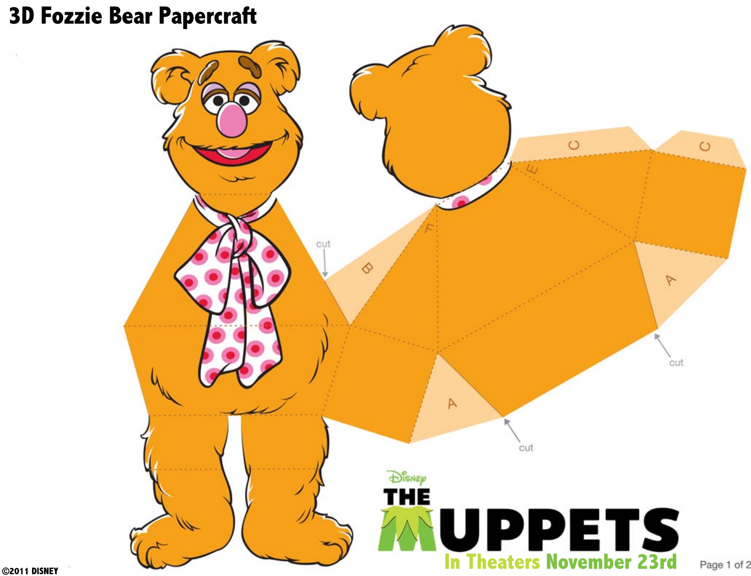# 3D Fozzie Bear Papercraft

cut

B

F

E

C

C

A

cut

A

cut

Disney

THE MUPPETS

In Theaters November 23rd

©2011 DISNEY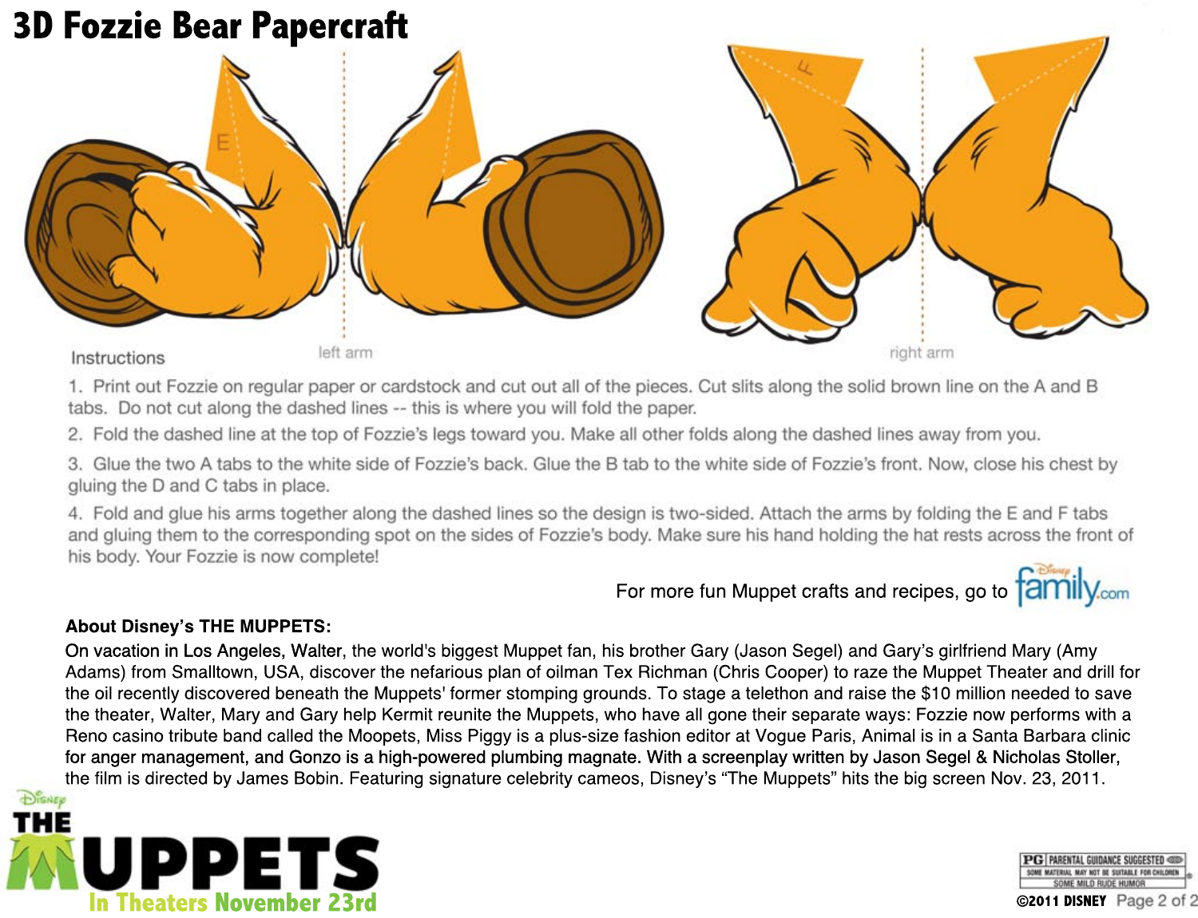# 3D Fozzie Bear Papercraft

E

F

left arm

right arm

Instructions

1. Print out Fozzie on regular paper or cardstock and cut out all of the pieces. Cut slits along the solid brown line on the A and B tabs. Do not cut along the dashed lines -- this is where you will fold the paper.
2. Fold the dashed line at the top of Fozzie's legs toward you. Make all other folds along the dashed lines away from you.
3. Glue the two A tabs to the white side of Fozzie's back. Glue the B tab to the white side of Fozzie's front. Now, close his chest by gluing the D and C tabs in place.
4. Fold and glue his arms together along the dashed lines so the design is two-sided. Attach the arms by folding the E and F tabs and gluing them to the corresponding spot on the sides of Fozzie's body. Make sure his hand holding the hat rests across the front of his body. Your Fozzie is now complete!

For more fun Muppet crafts and recipes, go to Disney family.com

**About Disney's THE MUPPETS:**

On vacation in Los Angeles, Walter, the world's biggest Muppet fan, his brother Gary (Jason Segel) and Gary's girlfriend Mary (Amy Adams) from Smalltown, USA, discover the nefarious plan of oilman Tex Richman (Chris Cooper) to raze the Muppet Theater and drill for the oil recently discovered beneath the Muppets' former stomping grounds. To stage a telethon and raise the $10 million needed to save the theater, Walter, Mary and Gary help Kermit reunite the Muppets, who have all gone their separate ways: Fozzie now performs with a Reno casino tribute band called the Moopets, Miss Piggy is a plus-size fashion editor at Vogue Paris, Animal is in a Santa Barbara clinic for anger management, and Gonzo is a high-powered plumbing magnate. With a screenplay written by Jason Segel & Nicholas Stoller, the film is directed by James Bobin. Featuring signature celebrity cameos, Disney's "The Muppets" hits the big screen Nov. 23, 2011.

Disney THE MUPPETS

In Theaters November 23rd

PG PARENTAL GUIDANCE SUGGESTED
SOME MATERIAL MAY NOT BE SUITABLE FOR CHILDREN
SOME MILD RUDE HUMOR

©2011 DISNEY